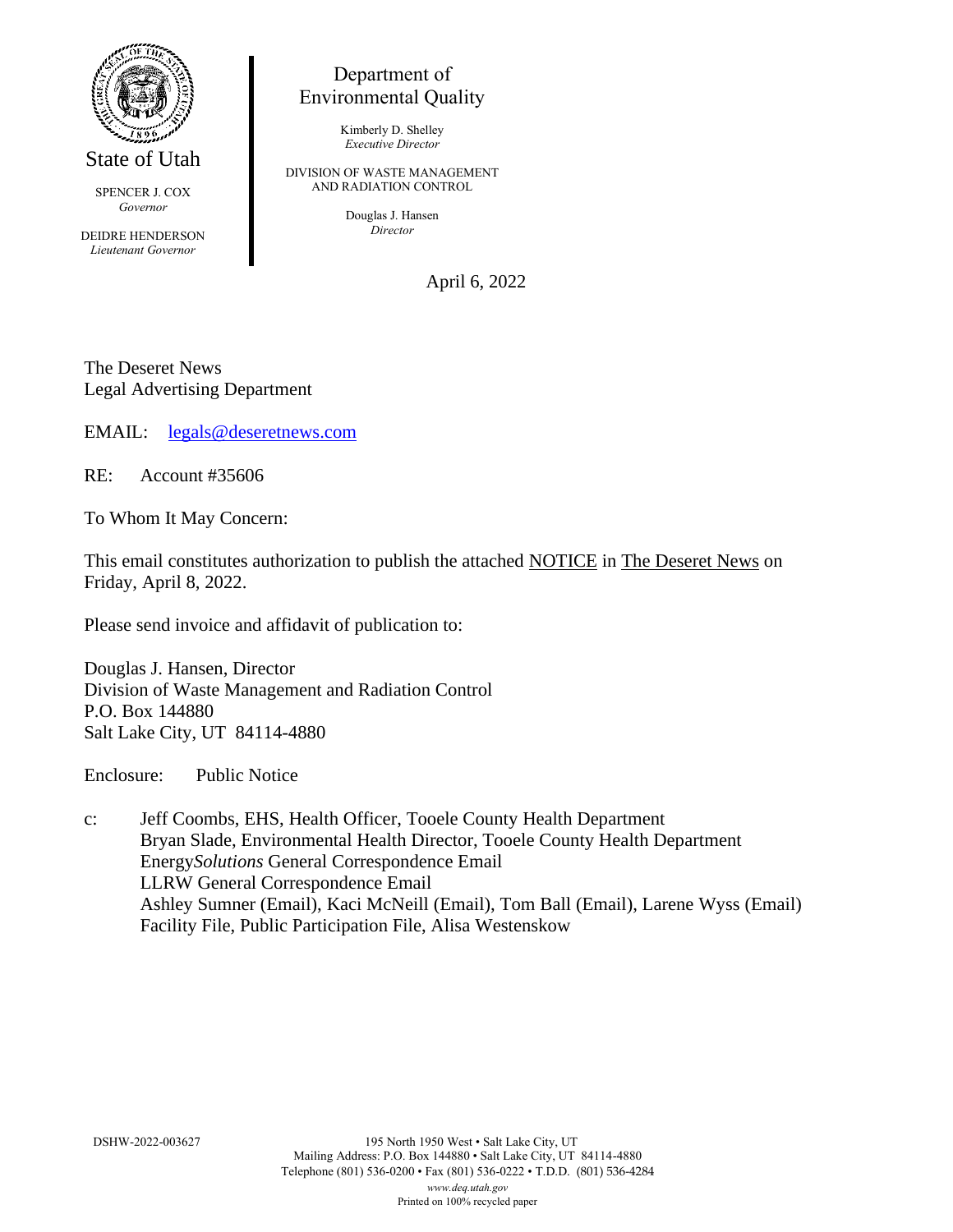State of Utah

SPENCER J. COX
*Governor*

DEIDRE HENDERSON
*Lieutenant Governor*

Department of
Environmental Quality

Kimberly D. Shelley
*Executive Director*

DIVISION OF WASTE MANAGEMENT
AND RADIATION CONTROL

Douglas J. Hansen
*Director*

April 6, 2022

The Deseret News
Legal Advertising Department

EMAIL: legals@deseretnews.com

RE: Account #35606

To Whom It May Concern:

This email constitutes authorization to publish the attached NOTICE in The Deseret News on Friday, April 8, 2022.

Please send invoice and affidavit of publication to:

Douglas J. Hansen, Director
Division of Waste Management and Radiation Control
P.O. Box 144880
Salt Lake City, UT 84114-4880

Enclosure: Public Notice

c: Jeff Coombs, EHS, Health Officer, Tooele County Health Department
Bryan Slade, Environmental Health Director, Tooele County Health Department
Energy*Solutions* General Correspondence Email
LLRW General Correspondence Email
Ashley Sumner (Email), Kaci McNeill (Email), Tom Ball (Email), Larene Wyss (Email)
Facility File, Public Participation File, Alisa Westenskow

DSHW-2022-003627

195 North 1950 West • Salt Lake City, UT
Mailing Address: P.O. Box 144880 • Salt Lake City, UT 84114-4880
Telephone (801) 536-0200 • Fax (801) 536-0222 • T.D.D. (801) 536-4284
*www.deq.utah.gov*
Printed on 100% recycled paper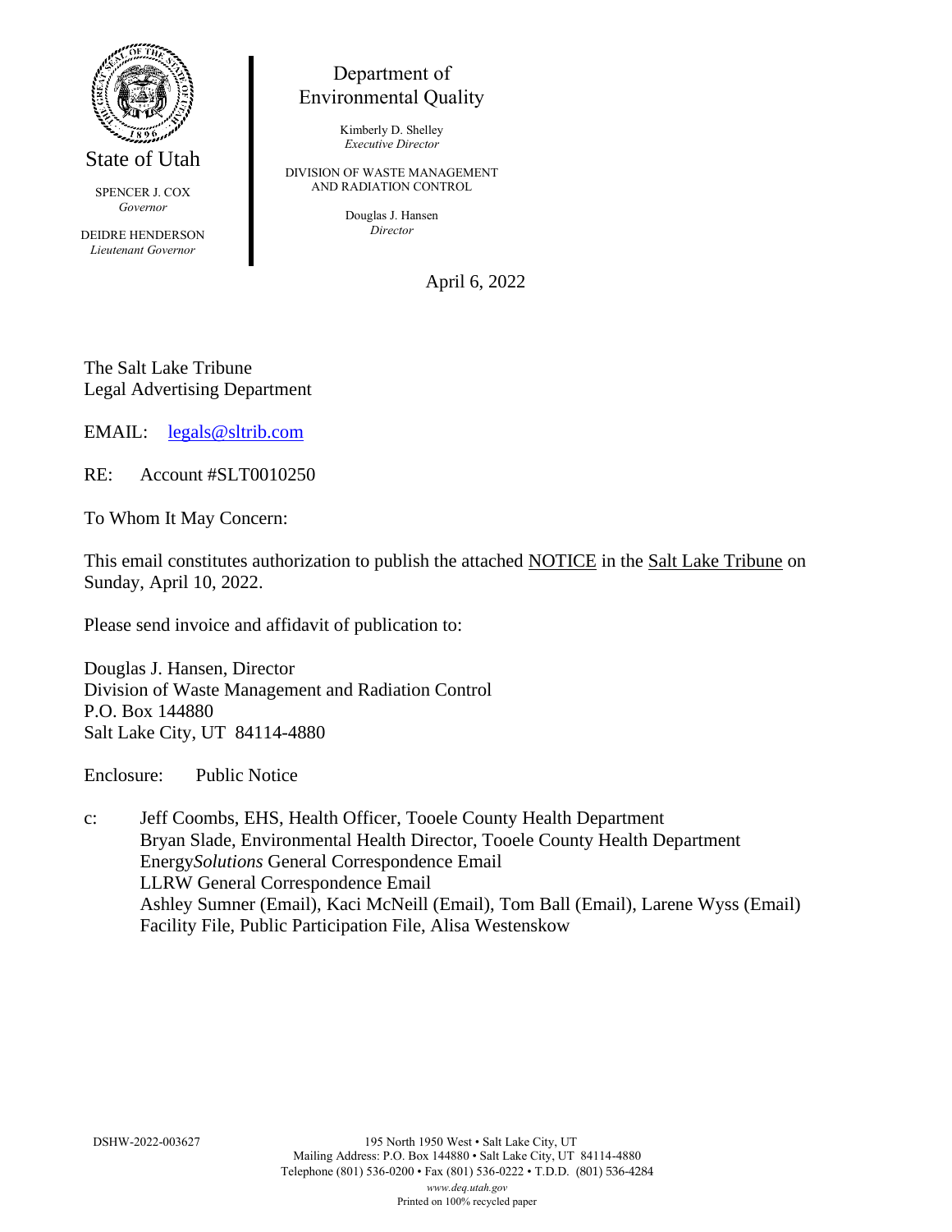Department of Environmental Quality

Kimberly D. Shelley
*Executive Director*

DIVISION OF WASTE MANAGEMENT AND RADIATION CONTROL

Douglas J. Hansen
*Director*

State of Utah

SPENCER J. COX
*Governor*

DEIDRE HENDERSON
*Lieutenant Governor*

April 6, 2022

The Salt Lake Tribune
Legal Advertising Department

EMAIL: legals@sltrib.com

RE: Account #SLT0010250

To Whom It May Concern:

This email constitutes authorization to publish the attached NOTICE in the Salt Lake Tribune on Sunday, April 10, 2022.

Please send invoice and affidavit of publication to:

Douglas J. Hansen, Director
Division of Waste Management and Radiation Control
P.O. Box 144880
Salt Lake City, UT 84114-4880

Enclosure: Public Notice

c: Jeff Coombs, EHS, Health Officer, Tooele County Health Department
Bryan Slade, Environmental Health Director, Tooele County Health Department
Energy*Solutions* General Correspondence Email
LLRW General Correspondence Email
Ashley Sumner (Email), Kaci McNeill (Email), Tom Ball (Email), Larene Wyss (Email)
Facility File, Public Participation File, Alisa Westenskow

DSHW-2022-003627

195 North 1950 West • Salt Lake City, UT
Mailing Address: P.O. Box 144880 • Salt Lake City, UT 84114-4880
Telephone (801) 536-0200 • Fax (801) 536-0222 • T.D.D. (801) 536-4284
*www.deq.utah.gov*
Printed on 100% recycled paper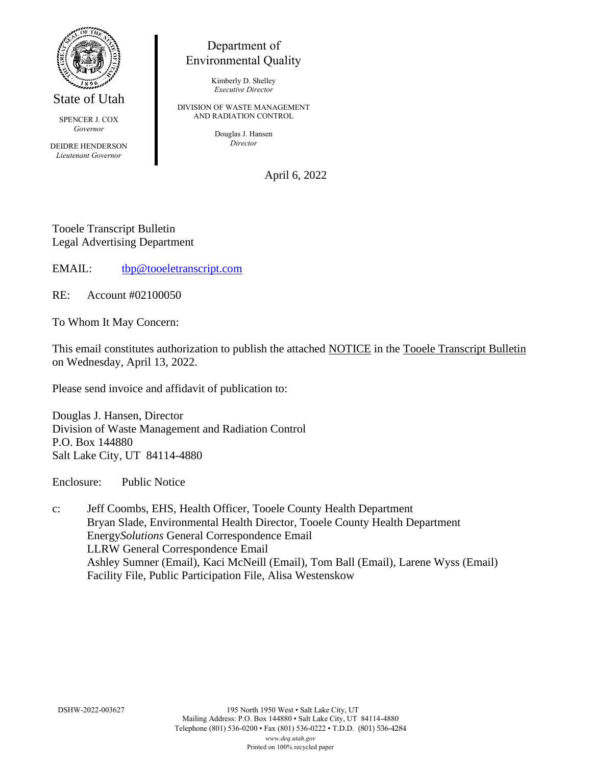State of Utah

SPENCER J. COX
*Governor*

DEIDRE HENDERSON
*Lieutenant Governor*

Department of
Environmental Quality

Kimberly D. Shelley
*Executive Director*

DIVISION OF WASTE MANAGEMENT
AND RADIATION CONTROL

Douglas J. Hansen
*Director*

April 6, 2022

Tooele Transcript Bulletin
Legal Advertising Department

EMAIL: tbp@tooeletranscript.com

RE: Account #02100050

To Whom It May Concern:

This email constitutes authorization to publish the attached NOTICE in the Tooele Transcript Bulletin on Wednesday, April 13, 2022.

Please send invoice and affidavit of publication to:

Douglas J. Hansen, Director
Division of Waste Management and Radiation Control
P.O. Box 144880
Salt Lake City, UT 84114-4880

Enclosure: Public Notice

c: Jeff Coombs, EHS, Health Officer, Tooele County Health Department
Bryan Slade, Environmental Health Director, Tooele County Health Department
Energy*Solutions* General Correspondence Email
LLRW General Correspondence Email
Ashley Sumner (Email), Kaci McNeill (Email), Tom Ball (Email), Larene Wyss (Email)
Facility File, Public Participation File, Alisa Westenskow

DSHW-2022-003627

195 North 1950 West • Salt Lake City, UT
Mailing Address: P.O. Box 144880 • Salt Lake City, UT 84114-4880
Telephone (801) 536-0200 • Fax (801) 536-0222 • T.D.D. (801) 536-4284
*www.deq.utah.gov*
Printed on 100% recycled paper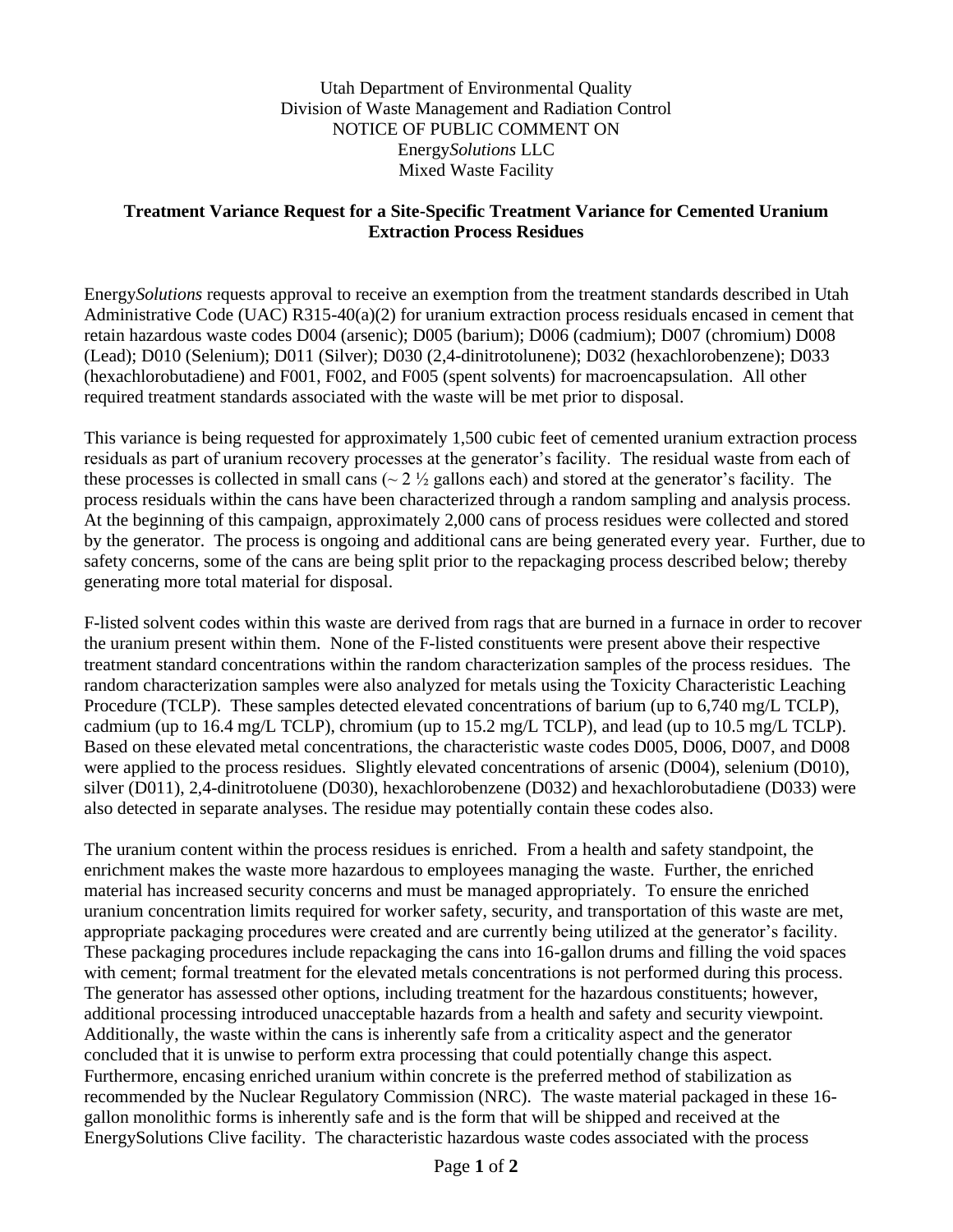Utah Department of Environmental Quality
Division of Waste Management and Radiation Control
NOTICE OF PUBLIC COMMENT ON
Energy*Solutions* LLC
Mixed Waste Facility

**Treatment Variance Request for a Site-Specific Treatment Variance for Cemented Uranium Extraction Process Residues**

Energy*Solutions* requests approval to receive an exemption from the treatment standards described in Utah Administrative Code (UAC) R315-40(a)(2) for uranium extraction process residuals encased in cement that retain hazardous waste codes D004 (arsenic); D005 (barium); D006 (cadmium); D007 (chromium) D008 (Lead); D010 (Selenium); D011 (Silver); D030 (2,4-dinitrotolunene); D032 (hexachlorobenzene); D033 (hexachlorobutadiene) and F001, F002, and F005 (spent solvents) for macroencapsulation. All other required treatment standards associated with the waste will be met prior to disposal.

This variance is being requested for approximately 1,500 cubic feet of cemented uranium extraction process residuals as part of uranium recovery processes at the generator's facility. The residual waste from each of these processes is collected in small cans (~ 2 ½ gallons each) and stored at the generator's facility. The process residuals within the cans have been characterized through a random sampling and analysis process. At the beginning of this campaign, approximately 2,000 cans of process residues were collected and stored by the generator. The process is ongoing and additional cans are being generated every year. Further, due to safety concerns, some of the cans are being split prior to the repackaging process described below; thereby generating more total material for disposal.

F-listed solvent codes within this waste are derived from rags that are burned in a furnace in order to recover the uranium present within them. None of the F-listed constituents were present above their respective treatment standard concentrations within the random characterization samples of the process residues. The random characterization samples were also analyzed for metals using the Toxicity Characteristic Leaching Procedure (TCLP). These samples detected elevated concentrations of barium (up to 6,740 mg/L TCLP), cadmium (up to 16.4 mg/L TCLP), chromium (up to 15.2 mg/L TCLP), and lead (up to 10.5 mg/L TCLP). Based on these elevated metal concentrations, the characteristic waste codes D005, D006, D007, and D008 were applied to the process residues. Slightly elevated concentrations of arsenic (D004), selenium (D010), silver (D011), 2,4-dinitrotoluene (D030), hexachlorobenzene (D032) and hexachlorobutadiene (D033) were also detected in separate analyses. The residue may potentially contain these codes also.

The uranium content within the process residues is enriched. From a health and safety standpoint, the enrichment makes the waste more hazardous to employees managing the waste. Further, the enriched material has increased security concerns and must be managed appropriately. To ensure the enriched uranium concentration limits required for worker safety, security, and transportation of this waste are met, appropriate packaging procedures were created and are currently being utilized at the generator's facility. These packaging procedures include repackaging the cans into 16-gallon drums and filling the void spaces with cement; formal treatment for the elevated metals concentrations is not performed during this process. The generator has assessed other options, including treatment for the hazardous constituents; however, additional processing introduced unacceptable hazards from a health and safety and security viewpoint. Additionally, the waste within the cans is inherently safe from a criticality aspect and the generator concluded that it is unwise to perform extra processing that could potentially change this aspect. Furthermore, encasing enriched uranium within concrete is the preferred method of stabilization as recommended by the Nuclear Regulatory Commission (NRC). The waste material packaged in these 16-gallon monolithic forms is inherently safe and is the form that will be shipped and received at the EnergySolutions Clive facility. The characteristic hazardous waste codes associated with the process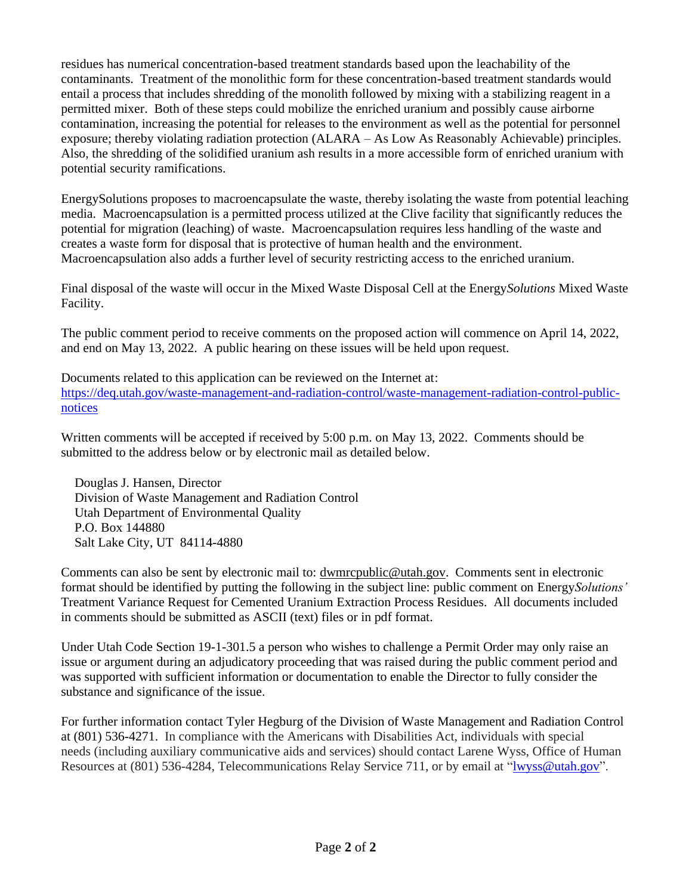residues has numerical concentration-based treatment standards based upon the leachability of the contaminants. Treatment of the monolithic form for these concentration-based treatment standards would entail a process that includes shredding of the monolith followed by mixing with a stabilizing reagent in a permitted mixer. Both of these steps could mobilize the enriched uranium and possibly cause airborne contamination, increasing the potential for releases to the environment as well as the potential for personnel exposure; thereby violating radiation protection (ALARA – As Low As Reasonably Achievable) principles. Also, the shredding of the solidified uranium ash results in a more accessible form of enriched uranium with potential security ramifications.

EnergySolutions proposes to macroencapsulate the waste, thereby isolating the waste from potential leaching media. Macroencapsulation is a permitted process utilized at the Clive facility that significantly reduces the potential for migration (leaching) of waste. Macroencapsulation requires less handling of the waste and creates a waste form for disposal that is protective of human health and the environment. Macroencapsulation also adds a further level of security restricting access to the enriched uranium.

Final disposal of the waste will occur in the Mixed Waste Disposal Cell at the Energy*Solutions* Mixed Waste Facility.

The public comment period to receive comments on the proposed action will commence on April 14, 2022, and end on May 13, 2022. A public hearing on these issues will be held upon request.

Documents related to this application can be reviewed on the Internet at: [https://deq.utah.gov/waste-management-and-radiation-control/waste-management-radiation-control-public-notices](https://deq.utah.gov/waste-management-and-radiation-control/waste-management-radiation-control-public-notices)

Written comments will be accepted if received by 5:00 p.m. on May 13, 2022. Comments should be submitted to the address below or by electronic mail as detailed below.

Douglas J. Hansen, Director
Division of Waste Management and Radiation Control
Utah Department of Environmental Quality
P.O. Box 144880
Salt Lake City, UT 84114-4880

Comments can also be sent by electronic mail to: dwmrcpublic@utah.gov. Comments sent in electronic format should be identified by putting the following in the subject line: public comment on Energy*Solutions'* Treatment Variance Request for Cemented Uranium Extraction Process Residues. All documents included in comments should be submitted as ASCII (text) files or in pdf format.

Under Utah Code Section 19-1-301.5 a person who wishes to challenge a Permit Order may only raise an issue or argument during an adjudicatory proceeding that was raised during the public comment period and was supported with sufficient information or documentation to enable the Director to fully consider the substance and significance of the issue.

For further information contact Tyler Hegburg of the Division of Waste Management and Radiation Control at (801) 536-4271. In compliance with the Americans with Disabilities Act, individuals with special needs (including auxiliary communicative aids and services) should contact Larene Wyss, Office of Human Resources at (801) 536-4284, Telecommunications Relay Service 711, or by email at "lwyss@utah.gov".